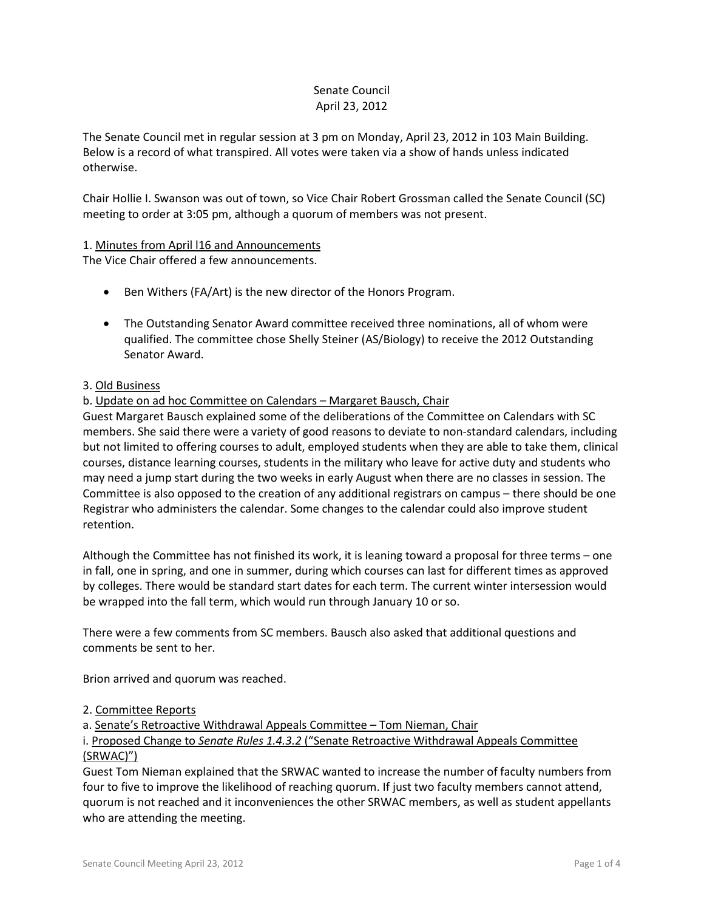Senate Council
April 23, 2012

The Senate Council met in regular session at 3 pm on Monday, April 23, 2012 in 103 Main Building. Below is a record of what transpired. All votes were taken via a show of hands unless indicated otherwise.

Chair Hollie I. Swanson was out of town, so Vice Chair Robert Grossman called the Senate Council (SC) meeting to order at 3:05 pm, although a quorum of members was not present.

1. Minutes from April l16 and Announcements
The Vice Chair offered a few announcements.

- Ben Withers (FA/Art) is the new director of the Honors Program.

- The Outstanding Senator Award committee received three nominations, all of whom were qualified. The committee chose Shelly Steiner (AS/Biology) to receive the 2012 Outstanding Senator Award.

3. Old Business
b. Update on ad hoc Committee on Calendars – Margaret Bausch, Chair
Guest Margaret Bausch explained some of the deliberations of the Committee on Calendars with SC members. She said there were a variety of good reasons to deviate to non-standard calendars, including but not limited to offering courses to adult, employed students when they are able to take them, clinical courses, distance learning courses, students in the military who leave for active duty and students who may need a jump start during the two weeks in early August when there are no classes in session. The Committee is also opposed to the creation of any additional registrars on campus – there should be one Registrar who administers the calendar. Some changes to the calendar could also improve student retention.

Although the Committee has not finished its work, it is leaning toward a proposal for three terms – one in fall, one in spring, and one in summer, during which courses can last for different times as approved by colleges. There would be standard start dates for each term. The current winter intersession would be wrapped into the fall term, which would run through January 10 or so.

There were a few comments from SC members. Bausch also asked that additional questions and comments be sent to her.

Brion arrived and quorum was reached.

2. Committee Reports
a. Senate's Retroactive Withdrawal Appeals Committee – Tom Nieman, Chair
i. Proposed Change to *Senate Rules 1.4.3.2* ("Senate Retroactive Withdrawal Appeals Committee (SRWAC)")
Guest Tom Nieman explained that the SRWAC wanted to increase the number of faculty numbers from four to five to improve the likelihood of reaching quorum. If just two faculty members cannot attend, quorum is not reached and it inconveniences the other SRWAC members, as well as student appellants who are attending the meeting.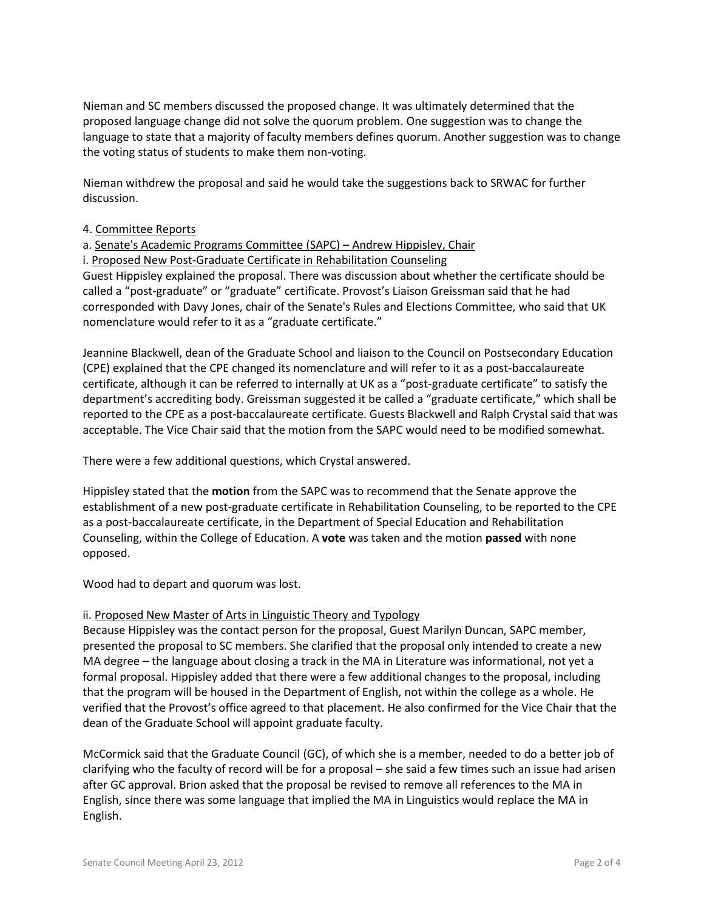Nieman and SC members discussed the proposed change. It was ultimately determined that the proposed language change did not solve the quorum problem. One suggestion was to change the language to state that a majority of faculty members defines quorum. Another suggestion was to change the voting status of students to make them non-voting.

Nieman withdrew the proposal and said he would take the suggestions back to SRWAC for further discussion.

4. Committee Reports

a. Senate's Academic Programs Committee (SAPC) – Andrew Hippisley, Chair

i. Proposed New Post-Graduate Certificate in Rehabilitation Counseling

Guest Hippisley explained the proposal. There was discussion about whether the certificate should be called a "post-graduate" or "graduate" certificate. Provost's Liaison Greissman said that he had corresponded with Davy Jones, chair of the Senate's Rules and Elections Committee, who said that UK nomenclature would refer to it as a "graduate certificate."

Jeannine Blackwell, dean of the Graduate School and liaison to the Council on Postsecondary Education (CPE) explained that the CPE changed its nomenclature and will refer to it as a post-baccalaureate certificate, although it can be referred to internally at UK as a "post-graduate certificate" to satisfy the department's accrediting body. Greissman suggested it be called a "graduate certificate," which shall be reported to the CPE as a post-baccalaureate certificate. Guests Blackwell and Ralph Crystal said that was acceptable. The Vice Chair said that the motion from the SAPC would need to be modified somewhat.

There were a few additional questions, which Crystal answered.

Hippisley stated that the **motion** from the SAPC was to recommend that the Senate approve the establishment of a new post-graduate certificate in Rehabilitation Counseling, to be reported to the CPE as a post-baccalaureate certificate, in the Department of Special Education and Rehabilitation Counseling, within the College of Education. A **vote** was taken and the motion **passed** with none opposed.

Wood had to depart and quorum was lost.

ii. Proposed New Master of Arts in Linguistic Theory and Typology

Because Hippisley was the contact person for the proposal, Guest Marilyn Duncan, SAPC member, presented the proposal to SC members. She clarified that the proposal only intended to create a new MA degree – the language about closing a track in the MA in Literature was informational, not yet a formal proposal. Hippisley added that there were a few additional changes to the proposal, including that the program will be housed in the Department of English, not within the college as a whole. He verified that the Provost's office agreed to that placement. He also confirmed for the Vice Chair that the dean of the Graduate School will appoint graduate faculty.

McCormick said that the Graduate Council (GC), of which she is a member, needed to do a better job of clarifying who the faculty of record will be for a proposal – she said a few times such an issue had arisen after GC approval. Brion asked that the proposal be revised to remove all references to the MA in English, since there was some language that implied the MA in Linguistics would replace the MA in English.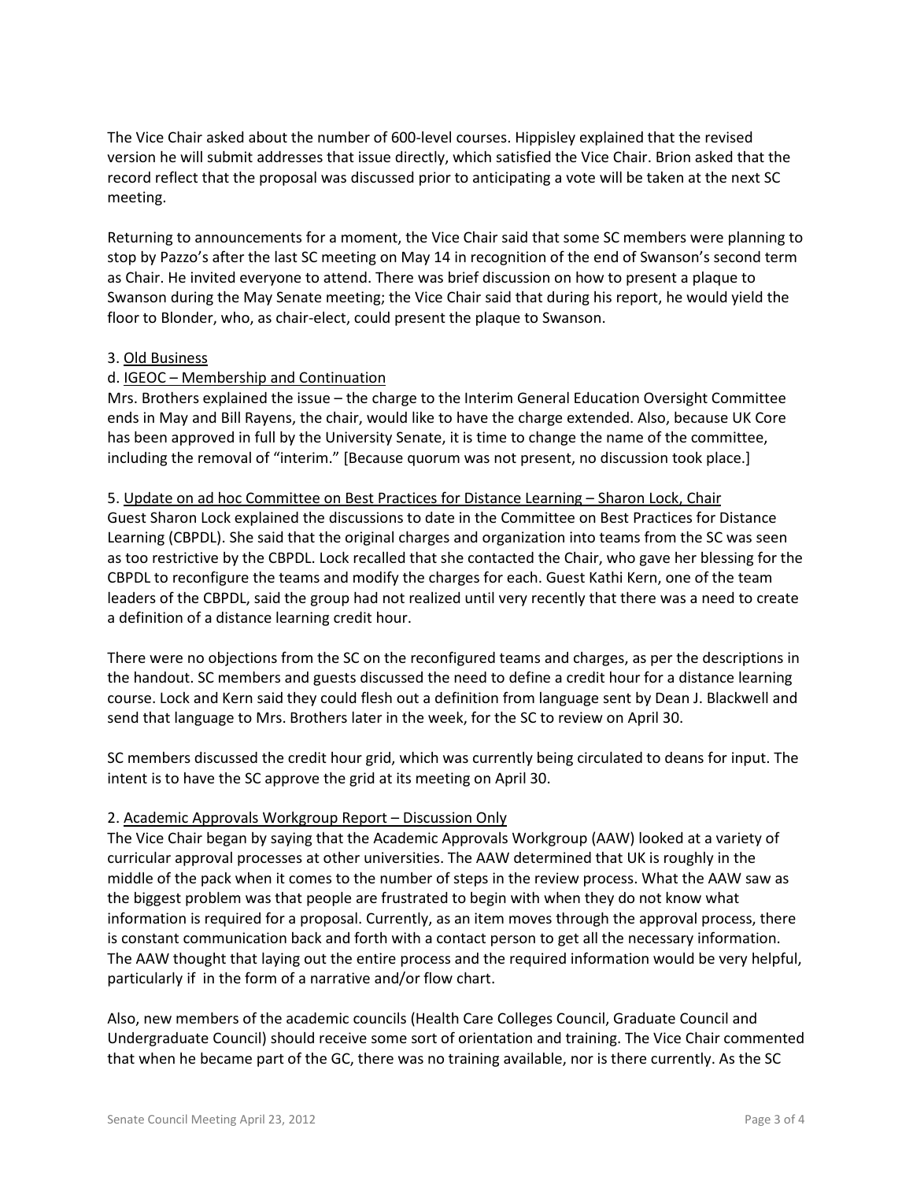The Vice Chair asked about the number of 600-level courses. Hippisley explained that the revised version he will submit addresses that issue directly, which satisfied the Vice Chair. Brion asked that the record reflect that the proposal was discussed prior to anticipating a vote will be taken at the next SC meeting.

Returning to announcements for a moment, the Vice Chair said that some SC members were planning to stop by Pazzo's after the last SC meeting on May 14 in recognition of the end of Swanson's second term as Chair. He invited everyone to attend. There was brief discussion on how to present a plaque to Swanson during the May Senate meeting; the Vice Chair said that during his report, he would yield the floor to Blonder, who, as chair-elect, could present the plaque to Swanson.

3. <u>Old Business</u>

d. <u>IGEOC – Membership and Continuation</u>

Mrs. Brothers explained the issue – the charge to the Interim General Education Oversight Committee ends in May and Bill Rayens, the chair, would like to have the charge extended. Also, because UK Core has been approved in full by the University Senate, it is time to change the name of the committee, including the removal of "interim." [Because quorum was not present, no discussion took place.]

5. <u>Update on ad hoc Committee on Best Practices for Distance Learning – Sharon Lock, Chair</u>

Guest Sharon Lock explained the discussions to date in the Committee on Best Practices for Distance Learning (CBPDL). She said that the original charges and organization into teams from the SC was seen as too restrictive by the CBPDL. Lock recalled that she contacted the Chair, who gave her blessing for the CBPDL to reconfigure the teams and modify the charges for each. Guest Kathi Kern, one of the team leaders of the CBPDL, said the group had not realized until very recently that there was a need to create a definition of a distance learning credit hour.

There were no objections from the SC on the reconfigured teams and charges, as per the descriptions in the handout. SC members and guests discussed the need to define a credit hour for a distance learning course. Lock and Kern said they could flesh out a definition from language sent by Dean J. Blackwell and send that language to Mrs. Brothers later in the week, for the SC to review on April 30.

SC members discussed the credit hour grid, which was currently being circulated to deans for input. The intent is to have the SC approve the grid at its meeting on April 30.

2. <u>Academic Approvals Workgroup Report – Discussion Only</u>

The Vice Chair began by saying that the Academic Approvals Workgroup (AAW) looked at a variety of curricular approval processes at other universities. The AAW determined that UK is roughly in the middle of the pack when it comes to the number of steps in the review process. What the AAW saw as the biggest problem was that people are frustrated to begin with when they do not know what information is required for a proposal. Currently, as an item moves through the approval process, there is constant communication back and forth with a contact person to get all the necessary information. The AAW thought that laying out the entire process and the required information would be very helpful, particularly if in the form of a narrative and/or flow chart.

Also, new members of the academic councils (Health Care Colleges Council, Graduate Council and Undergraduate Council) should receive some sort of orientation and training. The Vice Chair commented that when he became part of the GC, there was no training available, nor is there currently. As the SC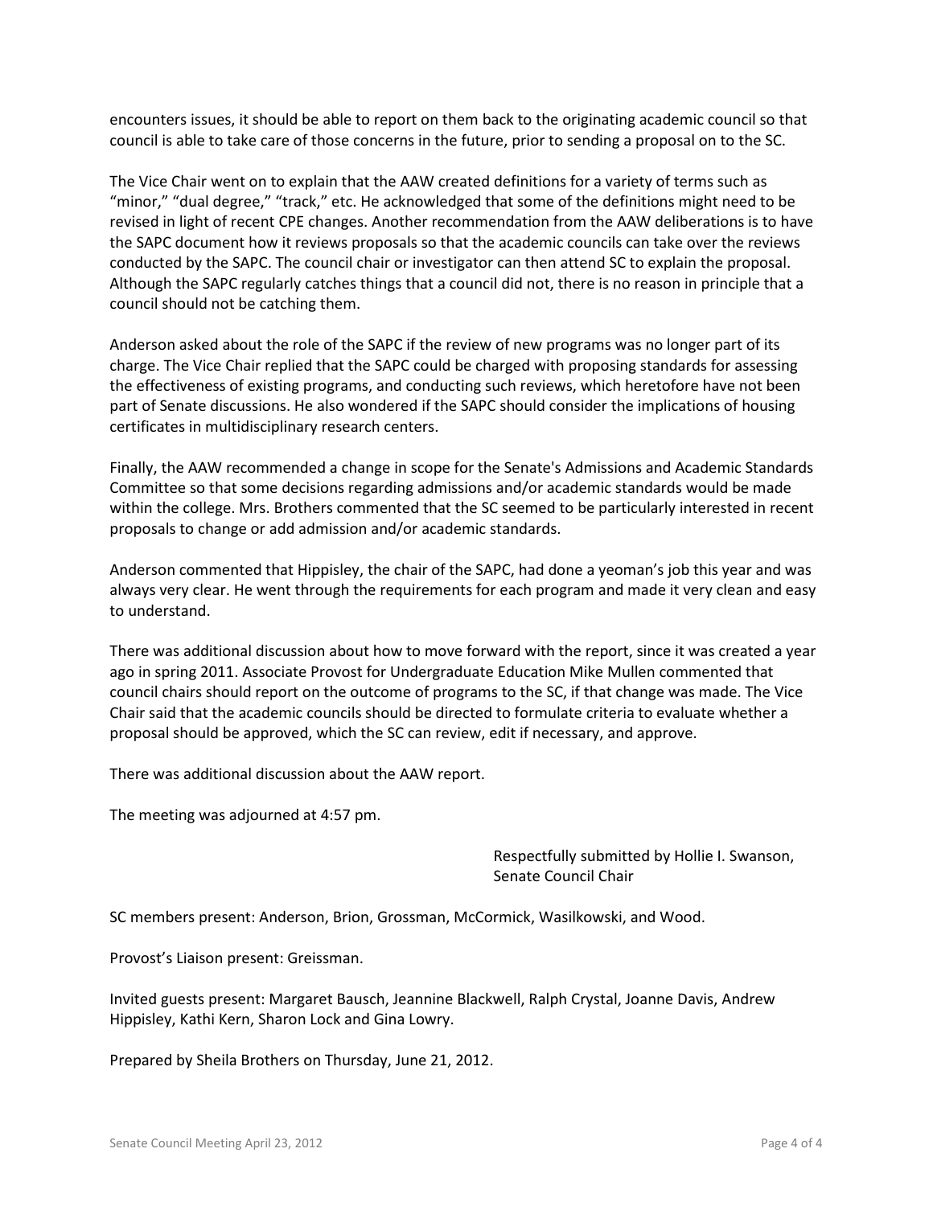encounters issues, it should be able to report on them back to the originating academic council so that council is able to take care of those concerns in the future, prior to sending a proposal on to the SC.

The Vice Chair went on to explain that the AAW created definitions for a variety of terms such as "minor," "dual degree," "track," etc. He acknowledged that some of the definitions might need to be revised in light of recent CPE changes. Another recommendation from the AAW deliberations is to have the SAPC document how it reviews proposals so that the academic councils can take over the reviews conducted by the SAPC. The council chair or investigator can then attend SC to explain the proposal. Although the SAPC regularly catches things that a council did not, there is no reason in principle that a council should not be catching them.

Anderson asked about the role of the SAPC if the review of new programs was no longer part of its charge. The Vice Chair replied that the SAPC could be charged with proposing standards for assessing the effectiveness of existing programs, and conducting such reviews, which heretofore have not been part of Senate discussions. He also wondered if the SAPC should consider the implications of housing certificates in multidisciplinary research centers.

Finally, the AAW recommended a change in scope for the Senate's Admissions and Academic Standards Committee so that some decisions regarding admissions and/or academic standards would be made within the college. Mrs. Brothers commented that the SC seemed to be particularly interested in recent proposals to change or add admission and/or academic standards.

Anderson commented that Hippisley, the chair of the SAPC, had done a yeoman's job this year and was always very clear. He went through the requirements for each program and made it very clean and easy to understand.

There was additional discussion about how to move forward with the report, since it was created a year ago in spring 2011. Associate Provost for Undergraduate Education Mike Mullen commented that council chairs should report on the outcome of programs to the SC, if that change was made. The Vice Chair said that the academic councils should be directed to formulate criteria to evaluate whether a proposal should be approved, which the SC can review, edit if necessary, and approve.

There was additional discussion about the AAW report.

The meeting was adjourned at 4:57 pm.

Respectfully submitted by Hollie I. Swanson,
Senate Council Chair

SC members present: Anderson, Brion, Grossman, McCormick, Wasilkowski, and Wood.

Provost's Liaison present: Greissman.

Invited guests present: Margaret Bausch, Jeannine Blackwell, Ralph Crystal, Joanne Davis, Andrew Hippisley, Kathi Kern, Sharon Lock and Gina Lowry.

Prepared by Sheila Brothers on Thursday, June 21, 2012.